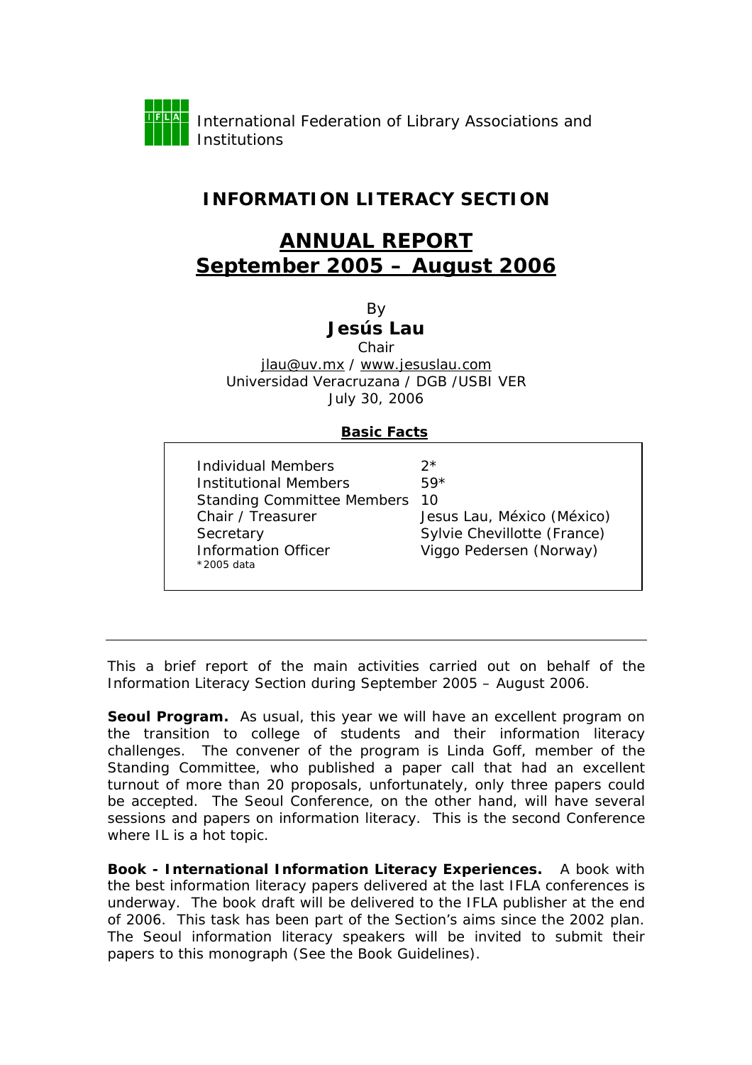International Federation of Library Associations and Institutions

## INFORMATION LITERACY SECTION

# ANNUAL REPORT
# September 2005 – August 2006

By

**Jesús Lau**

Chair

jlau@uv.mx / www.jesuslau.com

Universidad Veracruzana / DGB /USBI VER

July 30, 2006

**Basic Facts**

| | |
|---|---|
| Individual Members | 2* |
| Institutional Members | 59* |
| Standing Committee Members | 10 |
| Chair / Treasurer | Jesus Lau, México (México) |
| Secretary | Sylvie Chevillotte (France) |
| Information Officer | Viggo Pedersen (Norway) |

*2005 data

---

This a brief report of the main activities carried out on behalf of the Information Literacy Section during September 2005 – August 2006.

**Seoul Program.** As usual, this year we will have an excellent program on the transition to college of students and their information literacy challenges. The convener of the program is Linda Goff, member of the Standing Committee, who published a paper call that had an excellent turnout of more than 20 proposals, unfortunately, only three papers could be accepted. The Seoul Conference, on the other hand, will have several sessions and papers on information literacy. This is the second Conference where IL is a hot topic.

**Book - International Information Literacy Experiences.** A book with the best information literacy papers delivered at the last IFLA conferences is underway. The book draft will be delivered to the IFLA publisher at the end of 2006. This task has been part of the Section's aims since the 2002 plan. The Seoul information literacy speakers will be invited to submit their papers to this monograph (See the Book Guidelines).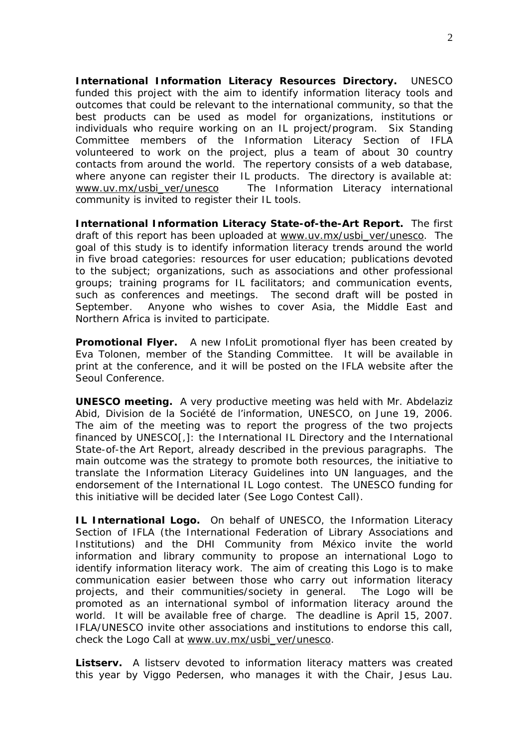**International Information Literacy Resources Directory.** UNESCO funded this project with the aim to identify information literacy tools and outcomes that could be relevant to the international community, so that the best products can be used as model for organizations, institutions or individuals who require working on an IL project/program. Six Standing Committee members of the Information Literacy Section of IFLA volunteered to work on the project, plus a team of about 30 country contacts from around the world. The repertory consists of a web database, where anyone can register their IL products. The directory is available at: www.uv.mx/usbi_ver/unesco The Information Literacy international community is invited to register their IL tools.

**International Information Literacy State-of-the-Art Report.** The first draft of this report has been uploaded at www.uv.mx/usbi_ver/unesco. The goal of this study is to identify information literacy trends around the world in five broad categories: resources for user education; publications devoted to the subject; organizations, such as associations and other professional groups; training programs for IL facilitators; and communication events, such as conferences and meetings. The second draft will be posted in September. Anyone who wishes to cover Asia, the Middle East and Northern Africa is invited to participate.

**Promotional Flyer.** A new InfoLit promotional flyer has been created by Eva Tolonen, member of the Standing Committee. It will be available in print at the conference, and it will be posted on the IFLA website after the Seoul Conference.

**UNESCO meeting.** A very productive meeting was held with Mr. Abdelaziz Abid, Division de la Société de l'information, UNESCO, on June 19, 2006. The aim of the meeting was to report the progress of the two projects financed by UNESCO[,]: the International IL Directory and the International State-of-the Art Report, already described in the previous paragraphs. The main outcome was the strategy to promote both resources, the initiative to translate the Information Literacy Guidelines into UN languages, and the endorsement of the International IL Logo contest. The UNESCO funding for this initiative will be decided later (See Logo Contest Call).

**IL International Logo.** On behalf of UNESCO, the Information Literacy Section of IFLA (the International Federation of Library Associations and Institutions) and the DHI Community from México invite the world information and library community to propose an international Logo to identify information literacy work. The aim of creating this Logo is to make communication easier between those who carry out information literacy projects, and their communities/society in general. The Logo will be promoted as an international symbol of information literacy around the world. It will be available free of charge. The deadline is April 15, 2007. IFLA/UNESCO invite other associations and institutions to endorse this call, check the Logo Call at www.uv.mx/usbi_ver/unesco.

**Listserv.** A listserv devoted to information literacy matters was created this year by Viggo Pedersen, who manages it with the Chair, Jesus Lau.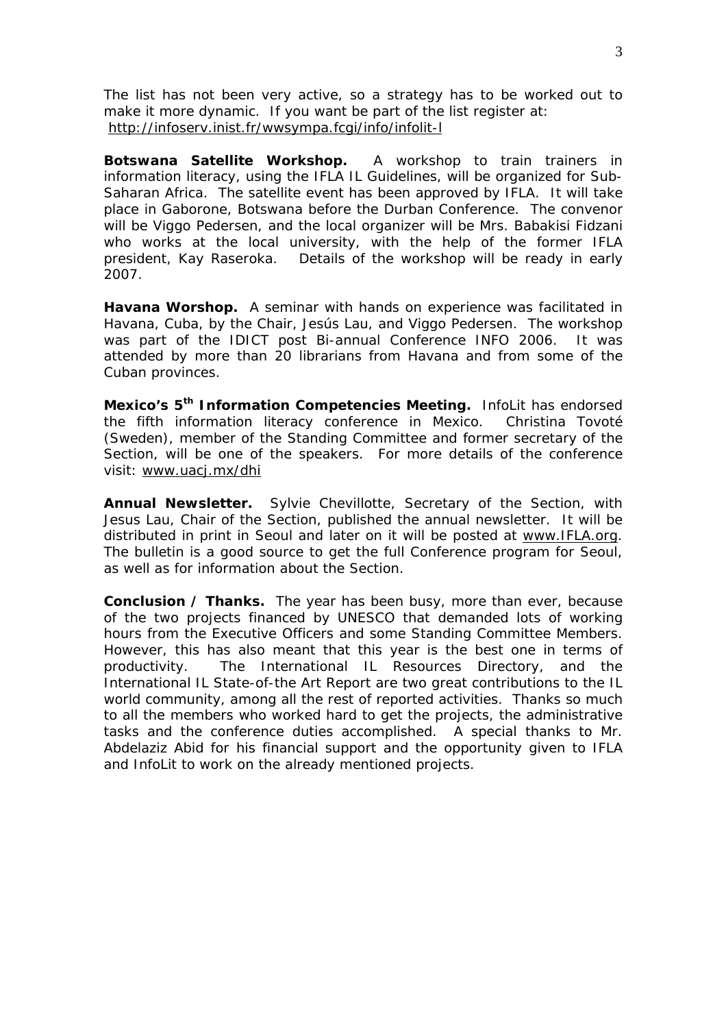The list has not been very active, so a strategy has to be worked out to make it more dynamic. If you want be part of the list register at: http://infoserv.inist.fr/wwsympa.fcgi/info/infolit-l

**Botswana Satellite Workshop.** A workshop to train trainers in information literacy, using the IFLA IL Guidelines, will be organized for Sub-Saharan Africa. The satellite event has been approved by IFLA. It will take place in Gaborone, Botswana before the Durban Conference. The convenor will be Viggo Pedersen, and the local organizer will be Mrs. Babakisi Fidzani who works at the local university, with the help of the former IFLA president, Kay Raseroka. Details of the workshop will be ready in early 2007.

**Havana Worshop.** A seminar with hands on experience was facilitated in Havana, Cuba, by the Chair, Jesús Lau, and Viggo Pedersen. The workshop was part of the IDICT post Bi-annual Conference INFO 2006. It was attended by more than 20 librarians from Havana and from some of the Cuban provinces.

**Mexico's 5th Information Competencies Meeting.** InfoLit has endorsed the fifth information literacy conference in Mexico. Christina Tovoté (Sweden), member of the Standing Committee and former secretary of the Section, will be one of the speakers. For more details of the conference visit: www.uacj.mx/dhi

**Annual Newsletter.** Sylvie Chevillotte, Secretary of the Section, with Jesus Lau, Chair of the Section, published the annual newsletter. It will be distributed in print in Seoul and later on it will be posted at www.IFLA.org. The bulletin is a good source to get the full Conference program for Seoul, as well as for information about the Section.

**Conclusion / Thanks.** The year has been busy, more than ever, because of the two projects financed by UNESCO that demanded lots of working hours from the Executive Officers and some Standing Committee Members. However, this has also meant that this year is the best one in terms of productivity. The International IL Resources Directory, and the International IL State-of-the Art Report are two great contributions to the IL world community, among all the rest of reported activities. Thanks so much to all the members who worked hard to get the projects, the administrative tasks and the conference duties accomplished. A special thanks to Mr. Abdelaziz Abid for his financial support and the opportunity given to IFLA and InfoLit to work on the already mentioned projects.